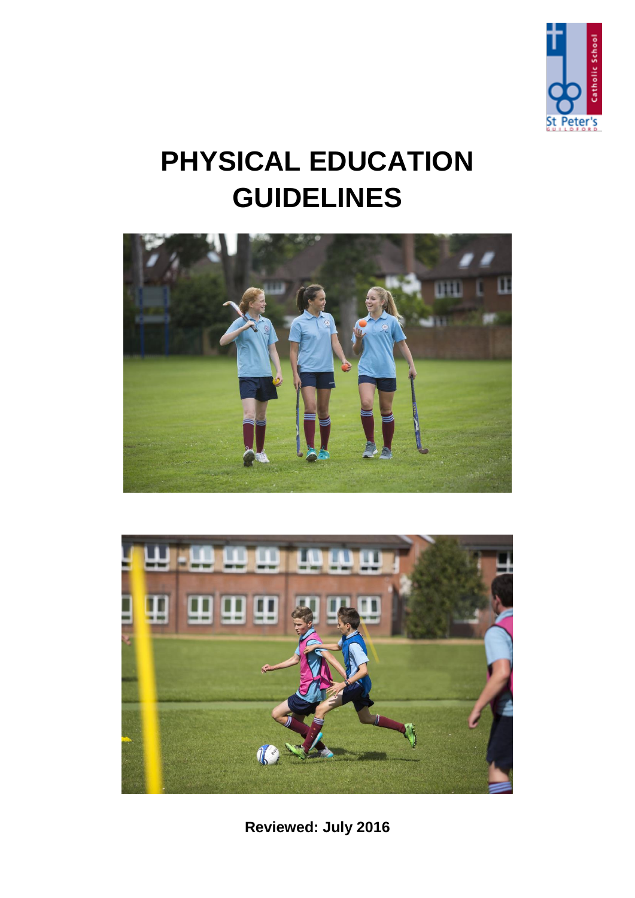# PHYSICAL EDUCATION GUIDELINES

**Reviewed: July 2016**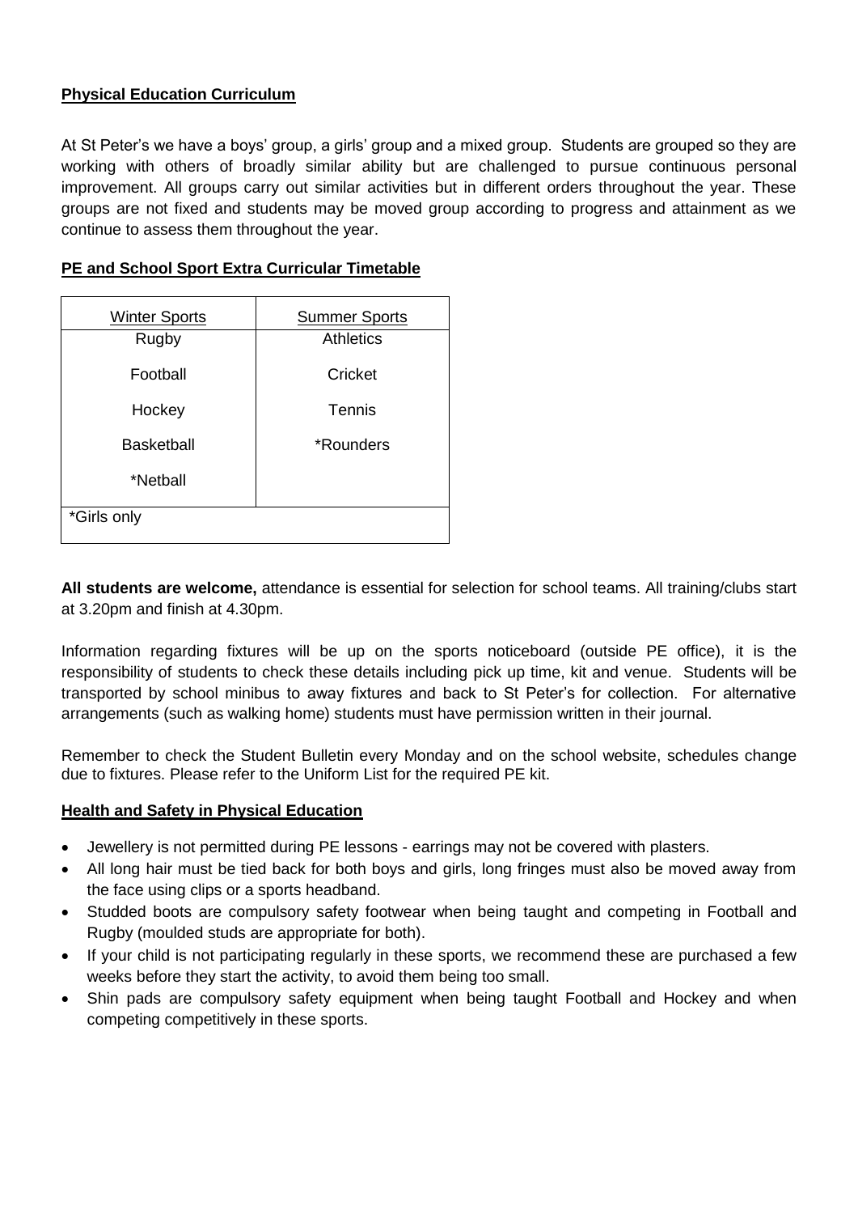**Physical Education Curriculum**

At St Peter's we have a boys' group, a girls' group and a mixed group. Students are grouped so they are working with others of broadly similar ability but are challenged to pursue continuous personal improvement. All groups carry out similar activities but in different orders throughout the year. These groups are not fixed and students may be moved group according to progress and attainment as we continue to assess them throughout the year.

**PE and School Sport Extra Curricular Timetable**

| Winter Sports | Summer Sports |
|---|---|
| Rugby | Athletics |
| Football | Cricket |
| Hockey | Tennis |
| Basketball | *Rounders |
| *Netball | |
| *Girls only | |

**All students are welcome,** attendance is essential for selection for school teams. All training/clubs start at 3.20pm and finish at 4.30pm.

Information regarding fixtures will be up on the sports noticeboard (outside PE office), it is the responsibility of students to check these details including pick up time, kit and venue. Students will be transported by school minibus to away fixtures and back to St Peter's for collection. For alternative arrangements (such as walking home) students must have permission written in their journal.

Remember to check the Student Bulletin every Monday and on the school website, schedules change due to fixtures. Please refer to the Uniform List for the required PE kit.

**Health and Safety in Physical Education**

- Jewellery is not permitted during PE lessons - earrings may not be covered with plasters.
- All long hair must be tied back for both boys and girls, long fringes must also be moved away from the face using clips or a sports headband.
- Studded boots are compulsory safety footwear when being taught and competing in Football and Rugby (moulded studs are appropriate for both).
- If your child is not participating regularly in these sports, we recommend these are purchased a few weeks before they start the activity, to avoid them being too small.
- Shin pads are compulsory safety equipment when being taught Football and Hockey and when competing competitively in these sports.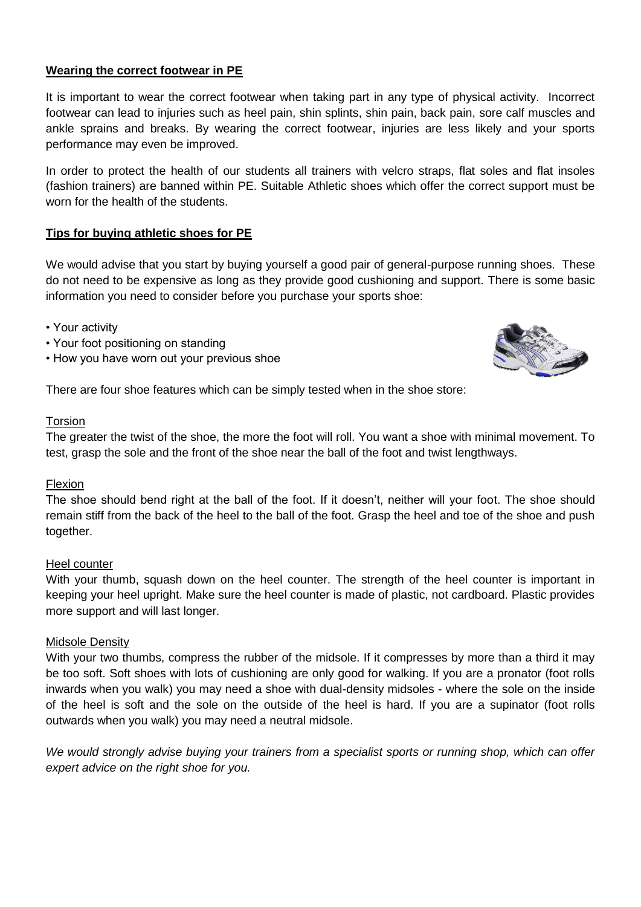## Wearing the correct footwear in PE

It is important to wear the correct footwear when taking part in any type of physical activity. Incorrect footwear can lead to injuries such as heel pain, shin splints, shin pain, back pain, sore calf muscles and ankle sprains and breaks. By wearing the correct footwear, injuries are less likely and your sports performance may even be improved.

In order to protect the health of our students all trainers with velcro straps, flat soles and flat insoles (fashion trainers) are banned within PE. Suitable Athletic shoes which offer the correct support must be worn for the health of the students.

## Tips for buying athletic shoes for PE

We would advise that you start by buying yourself a good pair of general-purpose running shoes. These do not need to be expensive as long as they provide good cushioning and support. There is some basic information you need to consider before you purchase your sports shoe:

- Your activity
- Your foot positioning on standing
- How you have worn out your previous shoe

There are four shoe features which can be simply tested when in the shoe store:

### Torsion

The greater the twist of the shoe, the more the foot will roll. You want a shoe with minimal movement. To test, grasp the sole and the front of the shoe near the ball of the foot and twist lengthways.

### Flexion

The shoe should bend right at the ball of the foot. If it doesn't, neither will your foot. The shoe should remain stiff from the back of the heel to the ball of the foot. Grasp the heel and toe of the shoe and push together.

### Heel counter

With your thumb, squash down on the heel counter. The strength of the heel counter is important in keeping your heel upright. Make sure the heel counter is made of plastic, not cardboard. Plastic provides more support and will last longer.

### Midsole Density

With your two thumbs, compress the rubber of the midsole. If it compresses by more than a third it may be too soft. Soft shoes with lots of cushioning are only good for walking. If you are a pronator (foot rolls inwards when you walk) you may need a shoe with dual-density midsoles - where the sole on the inside of the heel is soft and the sole on the outside of the heel is hard. If you are a supinator (foot rolls outwards when you walk) you may need a neutral midsole.

*We would strongly advise buying your trainers from a specialist sports or running shop, which can offer expert advice on the right shoe for you.*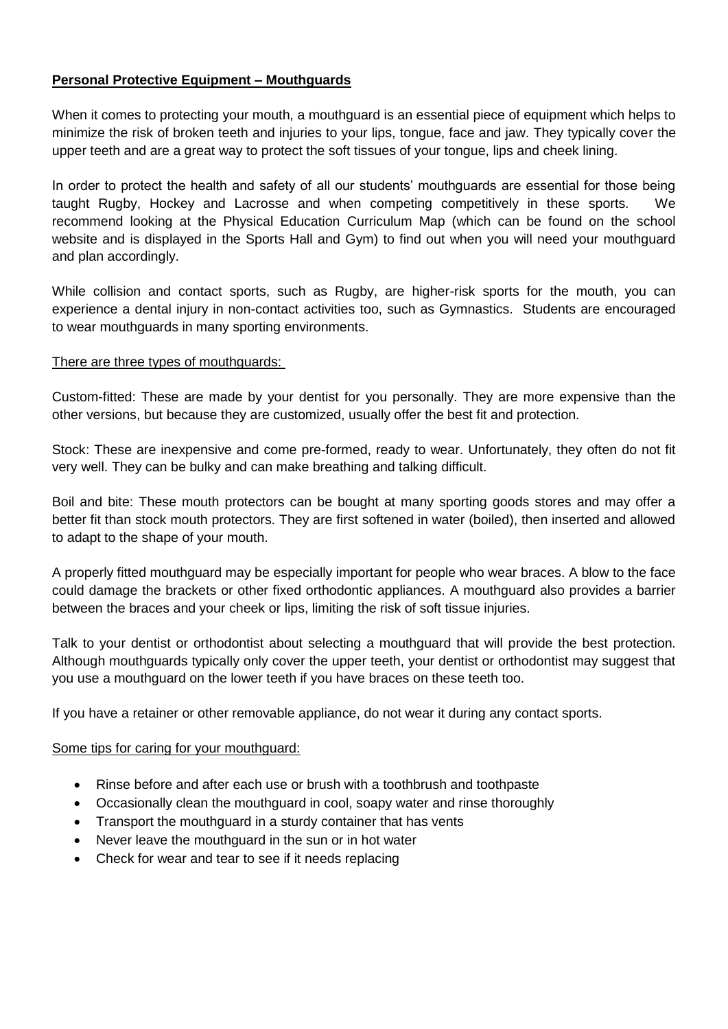**Personal Protective Equipment – Mouthguards**

When it comes to protecting your mouth, a mouthguard is an essential piece of equipment which helps to minimize the risk of broken teeth and injuries to your lips, tongue, face and jaw. They typically cover the upper teeth and are a great way to protect the soft tissues of your tongue, lips and cheek lining.

In order to protect the health and safety of all our students' mouthguards are essential for those being taught Rugby, Hockey and Lacrosse and when competing competitively in these sports. We recommend looking at the Physical Education Curriculum Map (which can be found on the school website and is displayed in the Sports Hall and Gym) to find out when you will need your mouthguard and plan accordingly.

While collision and contact sports, such as Rugby, are higher-risk sports for the mouth, you can experience a dental injury in non-contact activities too, such as Gymnastics. Students are encouraged to wear mouthguards in many sporting environments.

There are three types of mouthguards:

Custom-fitted: These are made by your dentist for you personally. They are more expensive than the other versions, but because they are customized, usually offer the best fit and protection.

Stock: These are inexpensive and come pre-formed, ready to wear. Unfortunately, they often do not fit very well. They can be bulky and can make breathing and talking difficult.

Boil and bite: These mouth protectors can be bought at many sporting goods stores and may offer a better fit than stock mouth protectors. They are first softened in water (boiled), then inserted and allowed to adapt to the shape of your mouth.

A properly fitted mouthguard may be especially important for people who wear braces. A blow to the face could damage the brackets or other fixed orthodontic appliances. A mouthguard also provides a barrier between the braces and your cheek or lips, limiting the risk of soft tissue injuries.

Talk to your dentist or orthodontist about selecting a mouthguard that will provide the best protection. Although mouthguards typically only cover the upper teeth, your dentist or orthodontist may suggest that you use a mouthguard on the lower teeth if you have braces on these teeth too.

If you have a retainer or other removable appliance, do not wear it during any contact sports.

Some tips for caring for your mouthguard:

- Rinse before and after each use or brush with a toothbrush and toothpaste
- Occasionally clean the mouthguard in cool, soapy water and rinse thoroughly
- Transport the mouthguard in a sturdy container that has vents
- Never leave the mouthguard in the sun or in hot water
- Check for wear and tear to see if it needs replacing